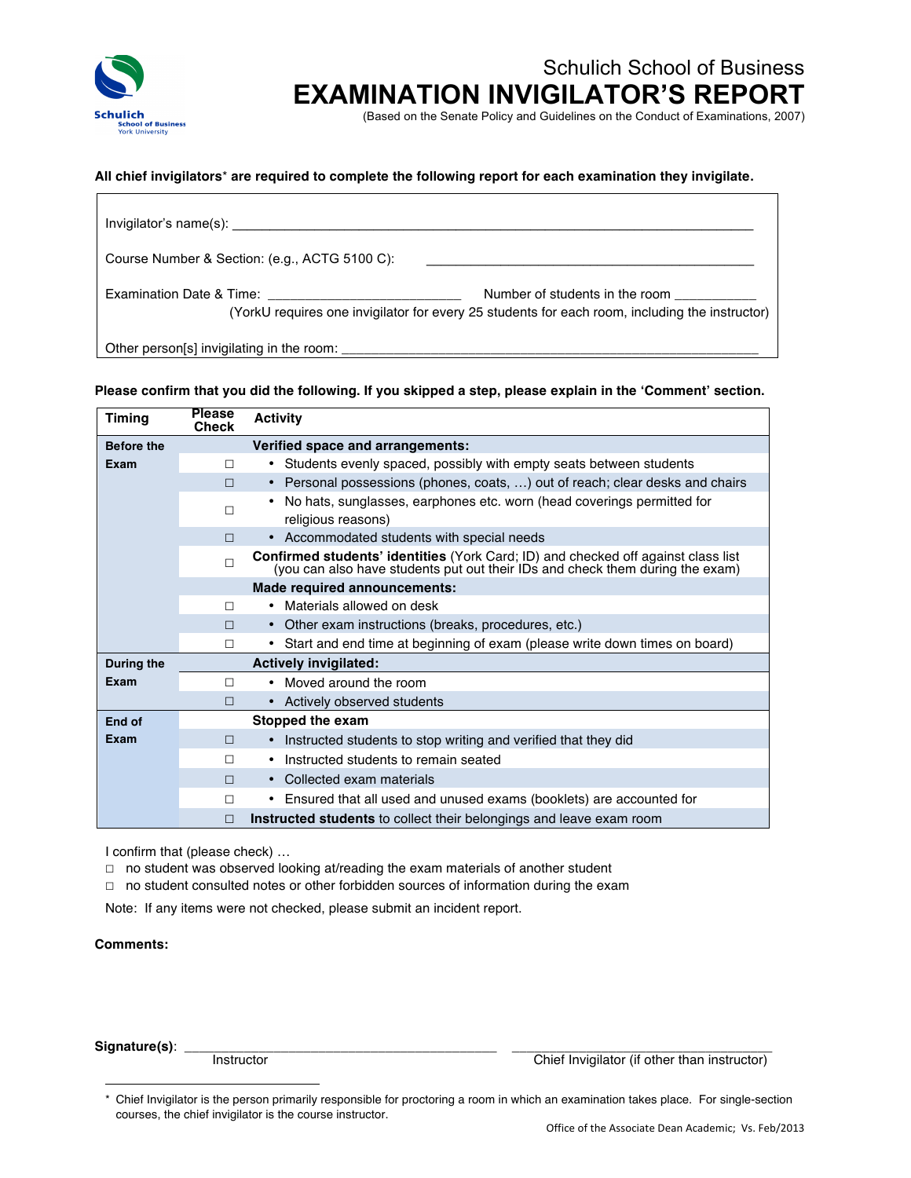Schulich School of Business

# EXAMINATION INVIGILATOR'S REPORT

(Based on the Senate Policy and Guidelines on the Conduct of Examinations, 2007)

**All chief invigilators* are required to complete the following report for each examination they invigilate.**

Invigilator's name(s): ______________________________________________

Course Number & Section: (e.g., ACTG 5100 C): ______________________________

Examination Date & Time: ____________________ Number of students in the room __________
(YorkU requires one invigilator for every 25 students for each room, including the instructor)

Other person[s] invigilating in the room: ______________________________________

**Please confirm that you did the following. If you skipped a step, please explain in the 'Comment' section.**

| Timing | Please Check | Activity |
|---|---|---|
| **Before the Exam** | | **Verified space and arrangements:** |
| | ☐ | • Students evenly spaced, possibly with empty seats between students |
| | ☐ | • Personal possessions (phones, coats, …) out of reach; clear desks and chairs |
| | ☐ | • No hats, sunglasses, earphones etc. worn (head coverings permitted for religious reasons) |
| | ☐ | • Accommodated students with special needs |
| | ☐ | **Confirmed students' identities** (York Card; ID) and checked off against class list (you can also have students put out their IDs and check them during the exam) |
| | | **Made required announcements:** |
| | ☐ | • Materials allowed on desk |
| | ☐ | • Other exam instructions (breaks, procedures, etc.) |
| | ☐ | • Start and end time at beginning of exam (please write down times on board) |
| **During the Exam** | | **Actively invigilated:** |
| | ☐ | • Moved around the room |
| | ☐ | • Actively observed students |
| **End of Exam** | | **Stopped the exam** |
| | ☐ | • Instructed students to stop writing and verified that they did |
| | ☐ | • Instructed students to remain seated |
| | ☐ | • Collected exam materials |
| | ☐ | • Ensured that all used and unused exams (booklets) are accounted for |
| | ☐ | **Instructed students** to collect their belongings and leave exam room |

I confirm that (please check) …

☐ no student was observed looking at/reading the exam materials of another student

☐ no student consulted notes or other forbidden sources of information during the exam

Note: If any items were not checked, please submit an incident report.

**Comments:**

**Signature(s)**: ______________________________ ______________________________
Instructor Chief Invigilator (if other than instructor)

* Chief Invigilator is the person primarily responsible for proctoring a room in which an examination takes place. For single-section courses, the chief invigilator is the course instructor.

Office of the Associate Dean Academic; Vs. Feb/2013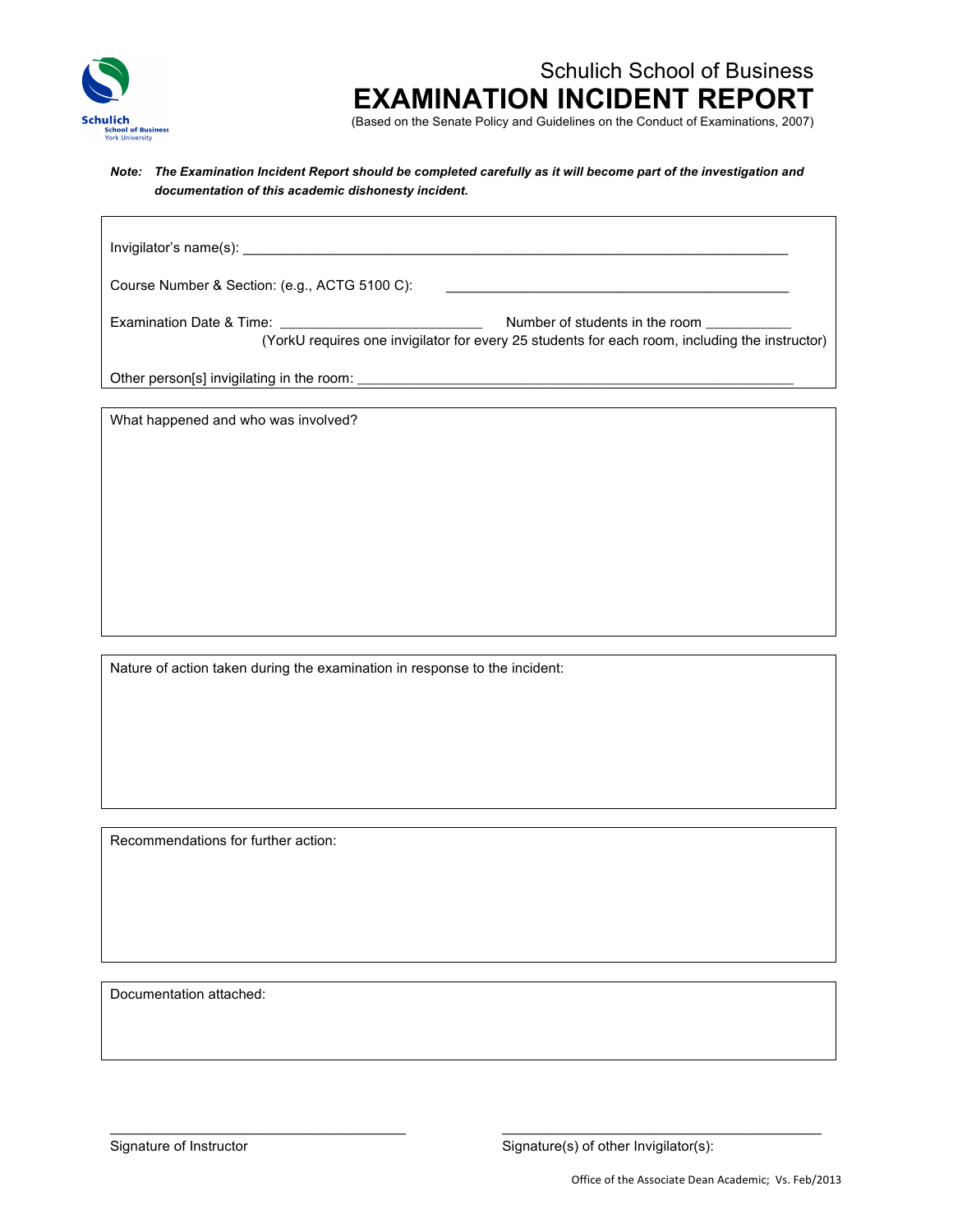Schulich School of Business

# EXAMINATION INCIDENT REPORT

(Based on the Senate Policy and Guidelines on the Conduct of Examinations, 2007)

***Note:** The Examination Incident Report should be completed carefully as it will become part of the investigation and documentation of this academic dishonesty incident.*

Invigilator's name(s): ____________________________________________________________________

Course Number & Section: (e.g., ACTG 5100 C): ________________________________________

Examination Date & Time: ________________________ Number of students in the room __________
(YorkU requires one invigilator for every 25 students for each room, including the instructor)

Other person[s] invigilating in the room: ______________________________________________________

What happened and who was involved?

Nature of action taken during the examination in response to the incident:

Recommendations for further action:

Documentation attached:

____________________________________ Signature of Instructor

____________________________________ Signature(s) of other Invigilator(s):

Office of the Associate Dean Academic; Vs. Feb/2013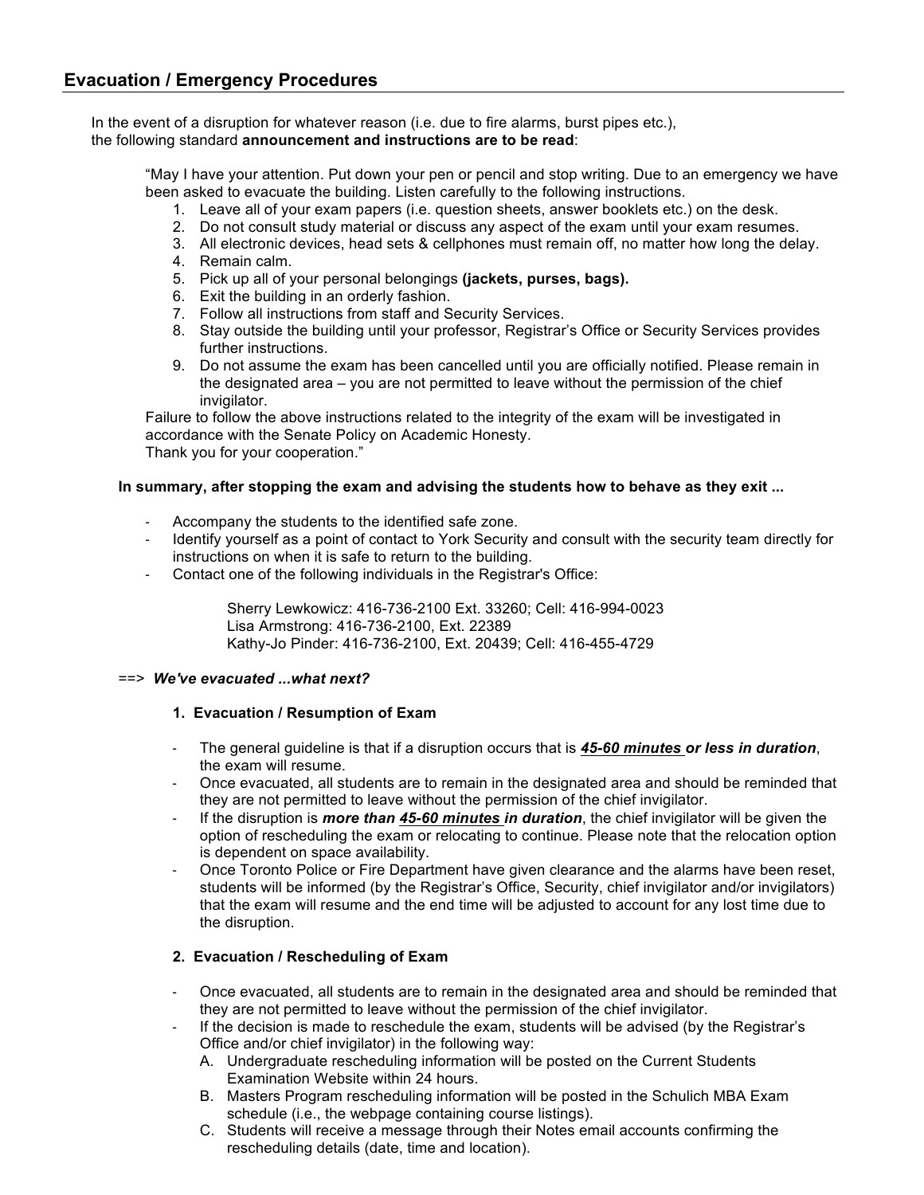## Evacuation / Emergency Procedures

In the event of a disruption for whatever reason (i.e. due to fire alarms, burst pipes etc.), the following standard **announcement and instructions are to be read**:

> "May I have your attention. Put down your pen or pencil and stop writing. Due to an emergency we have been asked to evacuate the building. Listen carefully to the following instructions.
>
> 1. Leave all of your exam papers (i.e. question sheets, answer booklets etc.) on the desk.
> 2. Do not consult study material or discuss any aspect of the exam until your exam resumes.
> 3. All electronic devices, head sets & cellphones must remain off, no matter how long the delay.
> 4. Remain calm.
> 5. Pick up all of your personal belongings **(jackets, purses, bags).**
> 6. Exit the building in an orderly fashion.
> 7. Follow all instructions from staff and Security Services.
> 8. Stay outside the building until your professor, Registrar's Office or Security Services provides further instructions.
> 9. Do not assume the exam has been cancelled until you are officially notified. Please remain in the designated area – you are not permitted to leave without the permission of the chief invigilator.
>
> Failure to follow the above instructions related to the integrity of the exam will be investigated in accordance with the Senate Policy on Academic Honesty.
> Thank you for your cooperation."

**In summary, after stopping the exam and advising the students how to behave as they exit ...**

- Accompany the students to the identified safe zone.
- Identify yourself as a point of contact to York Security and consult with the security team directly for instructions on when it is safe to return to the building.
- Contact one of the following individuals in the Registrar's Office:

  Sherry Lewkowicz: 416-736-2100 Ext. 33260; Cell: 416-994-0023
  Lisa Armstrong: 416-736-2100, Ext. 22389
  Kathy-Jo Pinder: 416-736-2100, Ext. 20439; Cell: 416-455-4729

==> ***We've evacuated ...what next?***

**1. Evacuation / Resumption of Exam**

- The general guideline is that if a disruption occurs that is ***45-60 minutes or less in duration***, the exam will resume.
- Once evacuated, all students are to remain in the designated area and should be reminded that they are not permitted to leave without the permission of the chief invigilator.
- If the disruption is ***more than 45-60 minutes in duration***, the chief invigilator will be given the option of rescheduling the exam or relocating to continue. Please note that the relocation option is dependent on space availability.
- Once Toronto Police or Fire Department have given clearance and the alarms have been reset, students will be informed (by the Registrar's Office, Security, chief invigilator and/or invigilators) that the exam will resume and the end time will be adjusted to account for any lost time due to the disruption.

**2. Evacuation / Rescheduling of Exam**

- Once evacuated, all students are to remain in the designated area and should be reminded that they are not permitted to leave without the permission of the chief invigilator.
- If the decision is made to reschedule the exam, students will be advised (by the Registrar's Office and/or chief invigilator) in the following way:
  A. Undergraduate rescheduling information will be posted on the Current Students Examination Website within 24 hours.
  B. Masters Program rescheduling information will be posted in the Schulich MBA Exam schedule (i.e., the webpage containing course listings).
  C. Students will receive a message through their Notes email accounts confirming the rescheduling details (date, time and location).